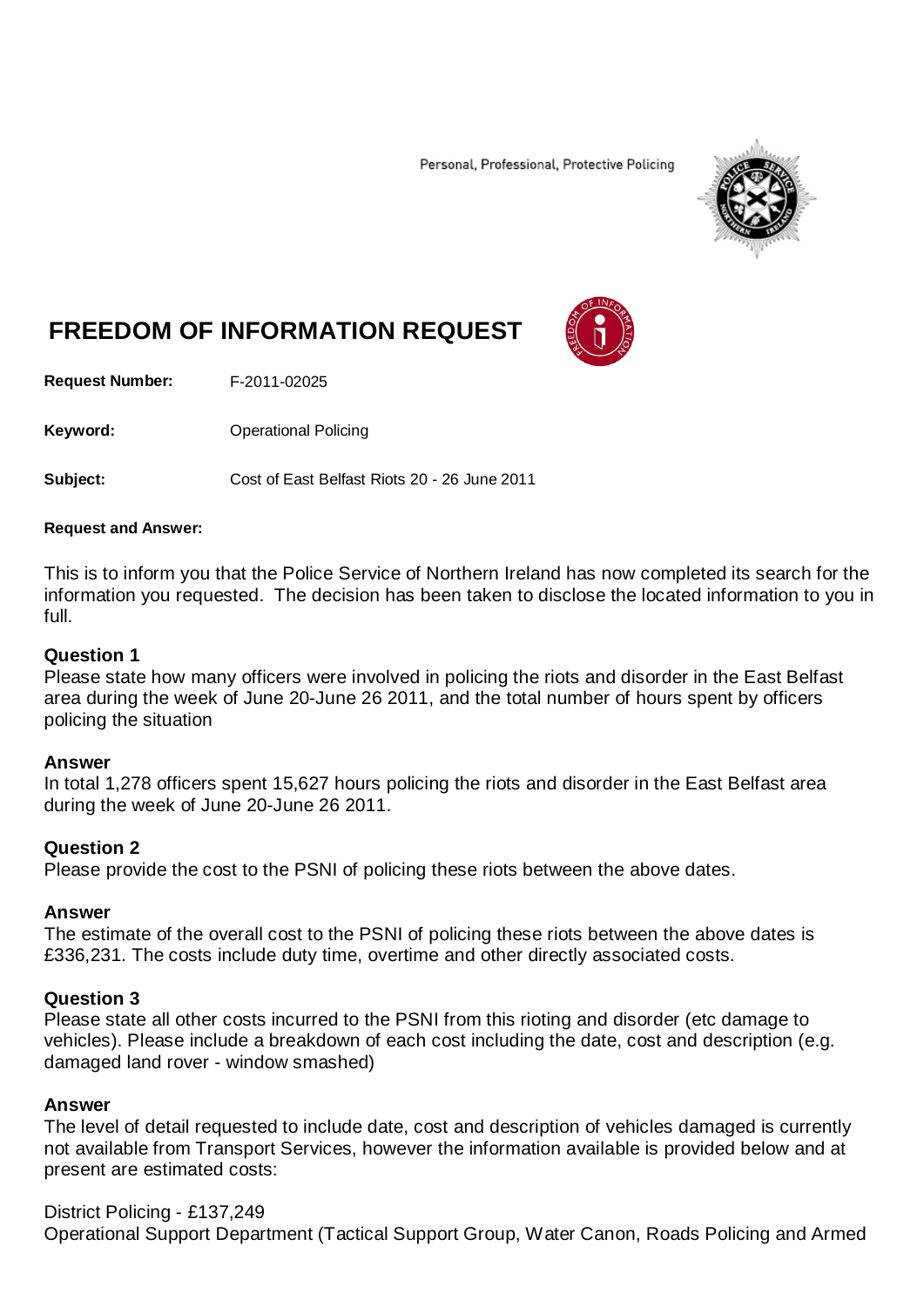Personal, Professional, Protective Policing

# FREEDOM OF INFORMATION REQUEST

**Request Number:** F-2011-02025

**Keyword:** Operational Policing

**Subject:** Cost of East Belfast Riots 20 - 26 June 2011

**Request and Answer:**

This is to inform you that the Police Service of Northern Ireland has now completed its search for the information you requested. The decision has been taken to disclose the located information to you in full.

### Question 1

Please state how many officers were involved in policing the riots and disorder in the East Belfast area during the week of June 20-June 26 2011, and the total number of hours spent by officers policing the situation

### Answer

In total 1,278 officers spent 15,627 hours policing the riots and disorder in the East Belfast area during the week of June 20-June 26 2011.

### Question 2

Please provide the cost to the PSNI of policing these riots between the above dates.

### Answer

The estimate of the overall cost to the PSNI of policing these riots between the above dates is £336,231. The costs include duty time, overtime and other directly associated costs.

### Question 3

Please state all other costs incurred to the PSNI from this rioting and disorder (etc damage to vehicles). Please include a breakdown of each cost including the date, cost and description (e.g. damaged land rover - window smashed)

### Answer

The level of detail requested to include date, cost and description of vehicles damaged is currently not available from Transport Services, however the information available is provided below and at present are estimated costs:

District Policing - £137,249
Operational Support Department (Tactical Support Group, Water Canon, Roads Policing and Armed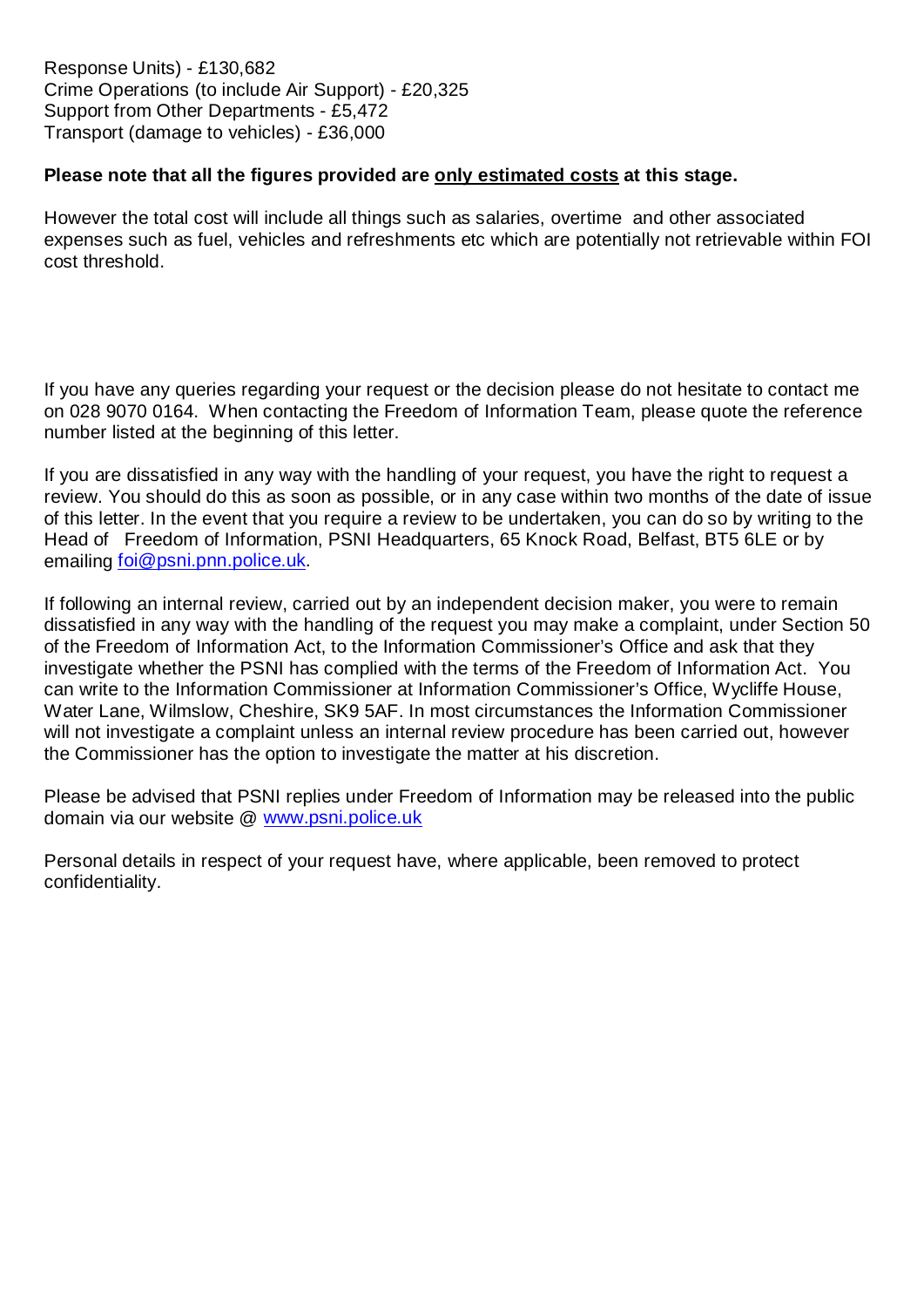Response Units) - £130,682
Crime Operations (to include Air Support) - £20,325
Support from Other Departments - £5,472
Transport (damage to vehicles) - £36,000

**Please note that all the figures provided are <u>only estimated costs</u> at this stage.**

However the total cost will include all things such as salaries, overtime and other associated expenses such as fuel, vehicles and refreshments etc which are potentially not retrievable within FOI cost threshold.

If you have any queries regarding your request or the decision please do not hesitate to contact me on 028 9070 0164. When contacting the Freedom of Information Team, please quote the reference number listed at the beginning of this letter.

If you are dissatisfied in any way with the handling of your request, you have the right to request a review. You should do this as soon as possible, or in any case within two months of the date of issue of this letter. In the event that you require a review to be undertaken, you can do so by writing to the Head of Freedom of Information, PSNI Headquarters, 65 Knock Road, Belfast, BT5 6LE or by emailing foi@psni.pnn.police.uk.

If following an internal review, carried out by an independent decision maker, you were to remain dissatisfied in any way with the handling of the request you may make a complaint, under Section 50 of the Freedom of Information Act, to the Information Commissioner's Office and ask that they investigate whether the PSNI has complied with the terms of the Freedom of Information Act. You can write to the Information Commissioner at Information Commissioner's Office, Wycliffe House, Water Lane, Wilmslow, Cheshire, SK9 5AF. In most circumstances the Information Commissioner will not investigate a complaint unless an internal review procedure has been carried out, however the Commissioner has the option to investigate the matter at his discretion.

Please be advised that PSNI replies under Freedom of Information may be released into the public domain via our website @ www.psni.police.uk

Personal details in respect of your request have, where applicable, been removed to protect confidentiality.